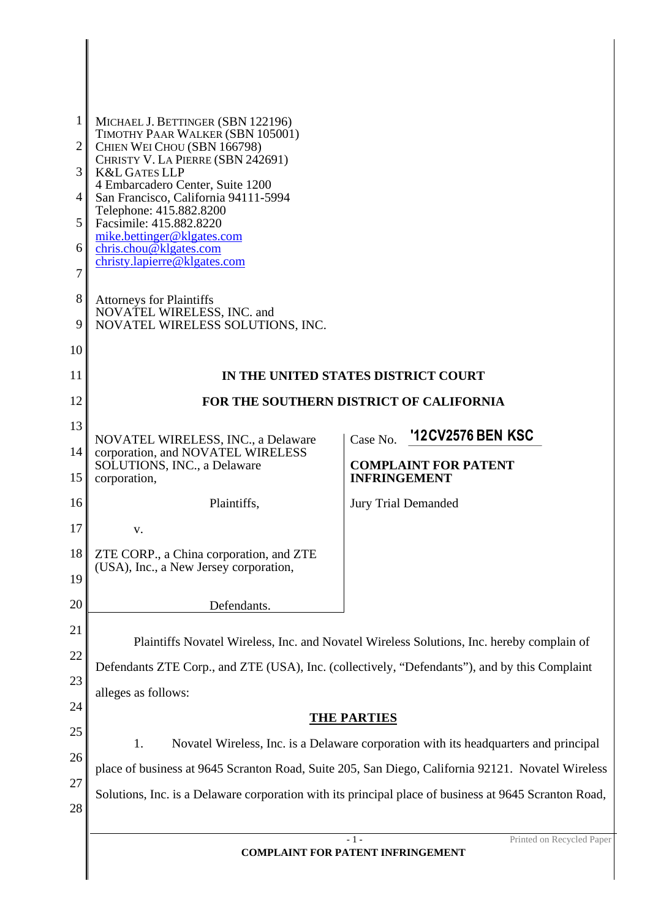MICHAEL J. BETTINGER (SBN 122196)
TIMOTHY PAAR WALKER (SBN 105001)
CHIEN WEI CHOU (SBN 166798)
CHRISTY V. LA PIERRE (SBN 242691)
K&L GATES LLP
4 Embarcadero Center, Suite 1200
San Francisco, California 94111-5994
Telephone: 415.882.8200
Facsimile: 415.882.8220
mike.bettinger@klgates.com
chris.chou@klgates.com
christy.lapierre@klgates.com

Attorneys for Plaintiffs
NOVATEL WIRELESS, INC. and
NOVATEL WIRELESS SOLUTIONS, INC.

**IN THE UNITED STATES DISTRICT COURT**

**FOR THE SOUTHERN DISTRICT OF CALIFORNIA**

| | |
|---|---|
| NOVATEL WIRELESS, INC., a Delaware corporation, and NOVATEL WIRELESS SOLUTIONS, INC., a Delaware corporation,<br><br>Plaintiffs,<br><br>v.<br><br>ZTE CORP., a China corporation, and ZTE (USA), Inc., a New Jersey corporation,<br><br>Defendants. | Case No. **'12CV2576 BEN KSC**<br><br>**COMPLAINT FOR PATENT INFRINGEMENT**<br><br>Jury Trial Demanded |

Plaintiffs Novatel Wireless, Inc. and Novatel Wireless Solutions, Inc. hereby complain of Defendants ZTE Corp., and ZTE (USA), Inc. (collectively, "Defendants"), and by this Complaint alleges as follows:

**THE PARTIES**

1. Novatel Wireless, Inc. is a Delaware corporation with its headquarters and principal place of business at 9645 Scranton Road, Suite 205, San Diego, California 92121. Novatel Wireless Solutions, Inc. is a Delaware corporation with its principal place of business at 9645 Scranton Road,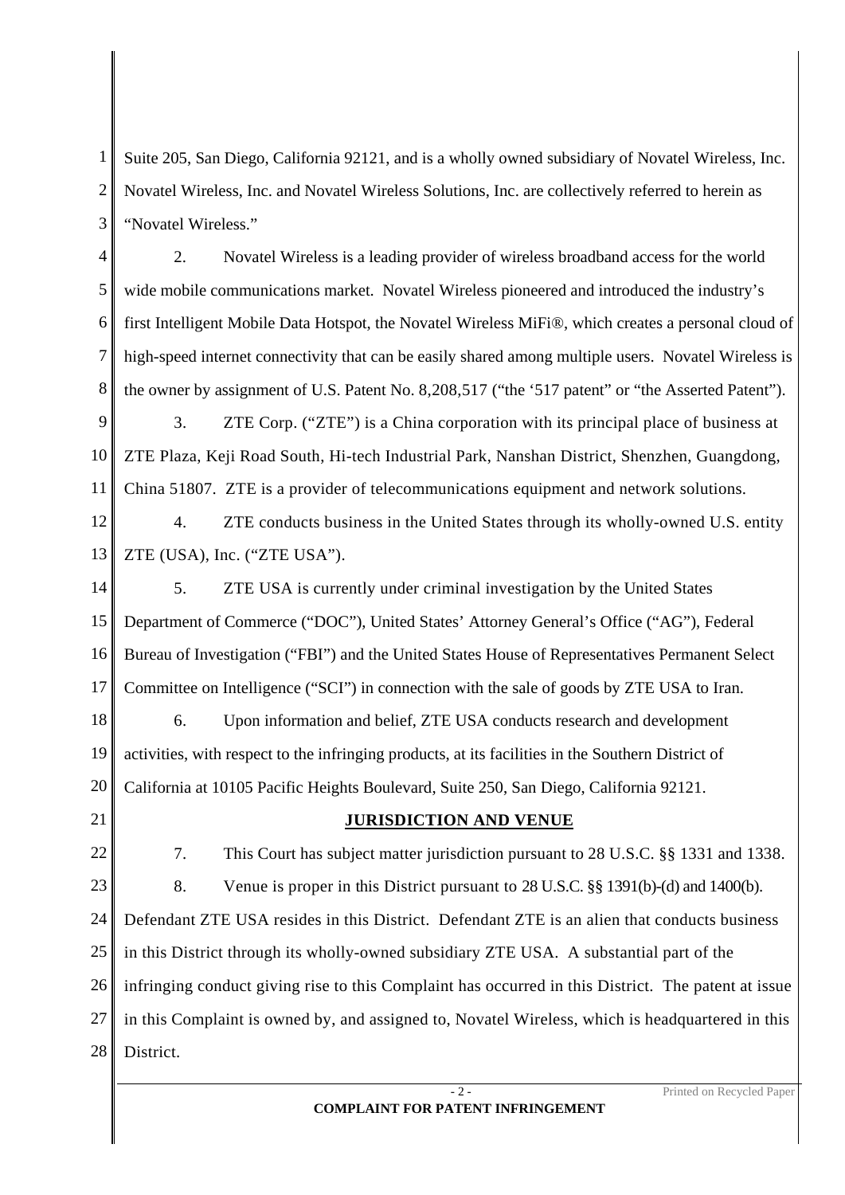Suite 205, San Diego, California 92121, and is a wholly owned subsidiary of Novatel Wireless, Inc. Novatel Wireless, Inc. and Novatel Wireless Solutions, Inc. are collectively referred to herein as "Novatel Wireless."

2. Novatel Wireless is a leading provider of wireless broadband access for the world wide mobile communications market. Novatel Wireless pioneered and introduced the industry's first Intelligent Mobile Data Hotspot, the Novatel Wireless MiFi®, which creates a personal cloud of high-speed internet connectivity that can be easily shared among multiple users. Novatel Wireless is the owner by assignment of U.S. Patent No. 8,208,517 ("the '517 patent" or "the Asserted Patent").

3. ZTE Corp. ("ZTE") is a China corporation with its principal place of business at ZTE Plaza, Keji Road South, Hi-tech Industrial Park, Nanshan District, Shenzhen, Guangdong, China 51807. ZTE is a provider of telecommunications equipment and network solutions.

4. ZTE conducts business in the United States through its wholly-owned U.S. entity ZTE (USA), Inc. ("ZTE USA").

5. ZTE USA is currently under criminal investigation by the United States Department of Commerce ("DOC"), United States' Attorney General's Office ("AG"), Federal Bureau of Investigation ("FBI") and the United States House of Representatives Permanent Select Committee on Intelligence ("SCI") in connection with the sale of goods by ZTE USA to Iran.

6. Upon information and belief, ZTE USA conducts research and development activities, with respect to the infringing products, at its facilities in the Southern District of California at 10105 Pacific Heights Boulevard, Suite 250, San Diego, California 92121.

## JURISDICTION AND VENUE

7. This Court has subject matter jurisdiction pursuant to 28 U.S.C. §§ 1331 and 1338.

8. Venue is proper in this District pursuant to 28 U.S.C. §§ 1391(b)-(d) and 1400(b). Defendant ZTE USA resides in this District. Defendant ZTE is an alien that conducts business in this District through its wholly-owned subsidiary ZTE USA. A substantial part of the infringing conduct giving rise to this Complaint has occurred in this District. The patent at issue in this Complaint is owned by, and assigned to, Novatel Wireless, which is headquartered in this District.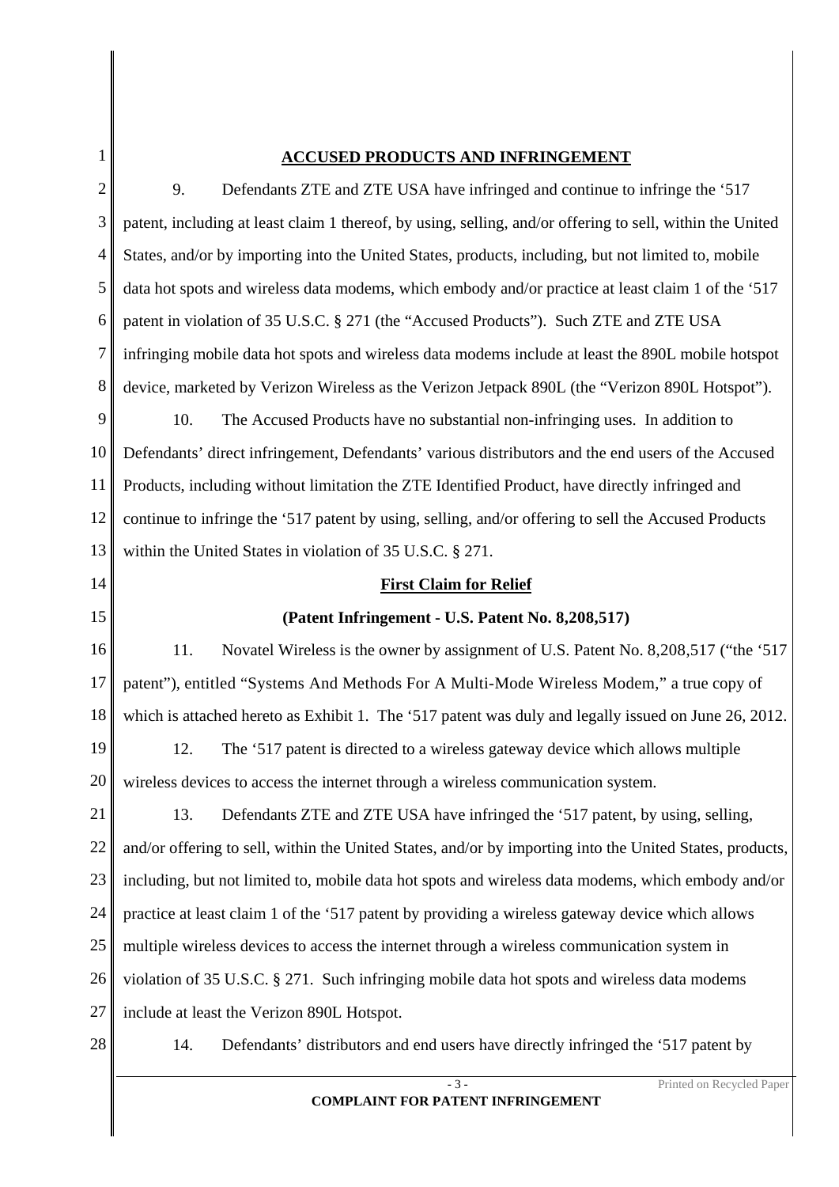## ACCUSED PRODUCTS AND INFRINGEMENT

9. Defendants ZTE and ZTE USA have infringed and continue to infringe the '517 patent, including at least claim 1 thereof, by using, selling, and/or offering to sell, within the United States, and/or by importing into the United States, products, including, but not limited to, mobile data hot spots and wireless data modems, which embody and/or practice at least claim 1 of the '517 patent in violation of 35 U.S.C. § 271 (the "Accused Products"). Such ZTE and ZTE USA infringing mobile data hot spots and wireless data modems include at least the 890L mobile hotspot device, marketed by Verizon Wireless as the Verizon Jetpack 890L (the "Verizon 890L Hotspot").

10. The Accused Products have no substantial non-infringing uses. In addition to Defendants' direct infringement, Defendants' various distributors and the end users of the Accused Products, including without limitation the ZTE Identified Product, have directly infringed and continue to infringe the '517 patent by using, selling, and/or offering to sell the Accused Products within the United States in violation of 35 U.S.C. § 271.

## First Claim for Relief

### (Patent Infringement - U.S. Patent No. 8,208,517)

11. Novatel Wireless is the owner by assignment of U.S. Patent No. 8,208,517 ("the '517 patent"), entitled "Systems And Methods For A Multi-Mode Wireless Modem," a true copy of which is attached hereto as Exhibit 1. The '517 patent was duly and legally issued on June 26, 2012.

12. The '517 patent is directed to a wireless gateway device which allows multiple wireless devices to access the internet through a wireless communication system.

13. Defendants ZTE and ZTE USA have infringed the '517 patent, by using, selling, and/or offering to sell, within the United States, and/or by importing into the United States, products, including, but not limited to, mobile data hot spots and wireless data modems, which embody and/or practice at least claim 1 of the '517 patent by providing a wireless gateway device which allows multiple wireless devices to access the internet through a wireless communication system in violation of 35 U.S.C. § 271. Such infringing mobile data hot spots and wireless data modems include at least the Verizon 890L Hotspot.

14. Defendants' distributors and end users have directly infringed the '517 patent by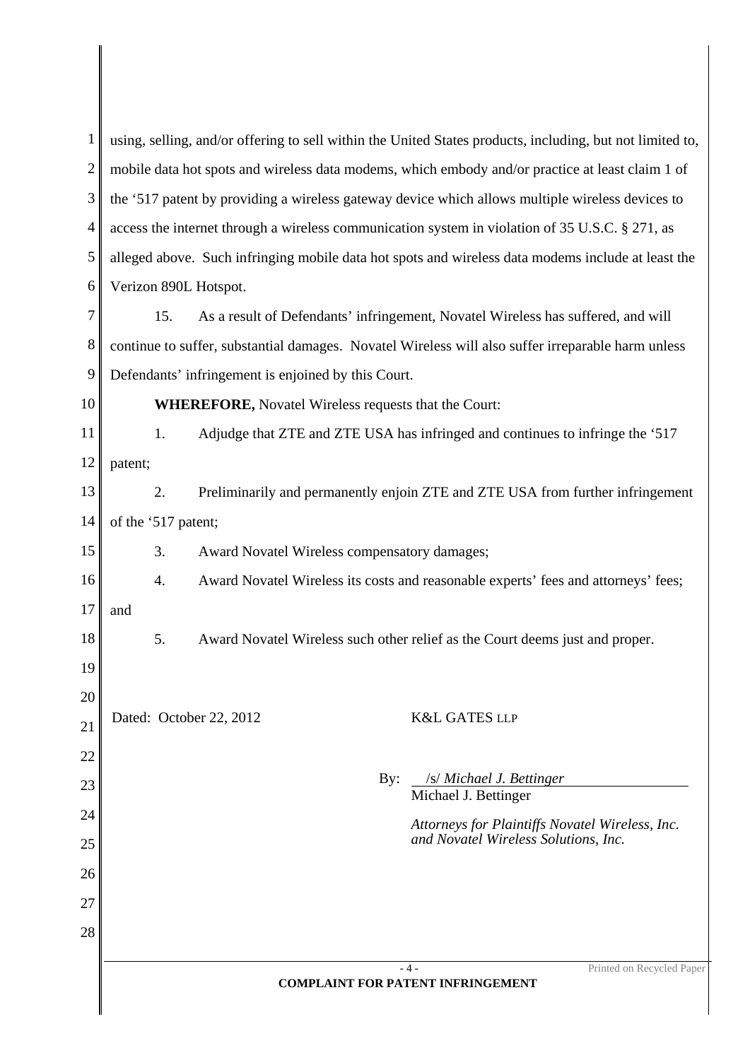using, selling, and/or offering to sell within the United States products, including, but not limited to, mobile data hot spots and wireless data modems, which embody and/or practice at least claim 1 of the '517 patent by providing a wireless gateway device which allows multiple wireless devices to access the internet through a wireless communication system in violation of 35 U.S.C. § 271, as alleged above. Such infringing mobile data hot spots and wireless data modems include at least the Verizon 890L Hotspot.

15. As a result of Defendants' infringement, Novatel Wireless has suffered, and will continue to suffer, substantial damages. Novatel Wireless will also suffer irreparable harm unless Defendants' infringement is enjoined by this Court.

**WHEREFORE,** Novatel Wireless requests that the Court:

1. Adjudge that ZTE and ZTE USA has infringed and continues to infringe the '517 patent;

2. Preliminarily and permanently enjoin ZTE and ZTE USA from further infringement of the '517 patent;

3. Award Novatel Wireless compensatory damages;

4. Award Novatel Wireless its costs and reasonable experts' fees and attorneys' fees; and

5. Award Novatel Wireless such other relief as the Court deems just and proper.

Dated: October 22, 2012

K&L GATES LLP

By: /s/ *Michael J. Bettinger*
Michael J. Bettinger

*Attorneys for Plaintiffs Novatel Wireless, Inc. and Novatel Wireless Solutions, Inc.*

**COMPLAINT FOR PATENT INFRINGEMENT**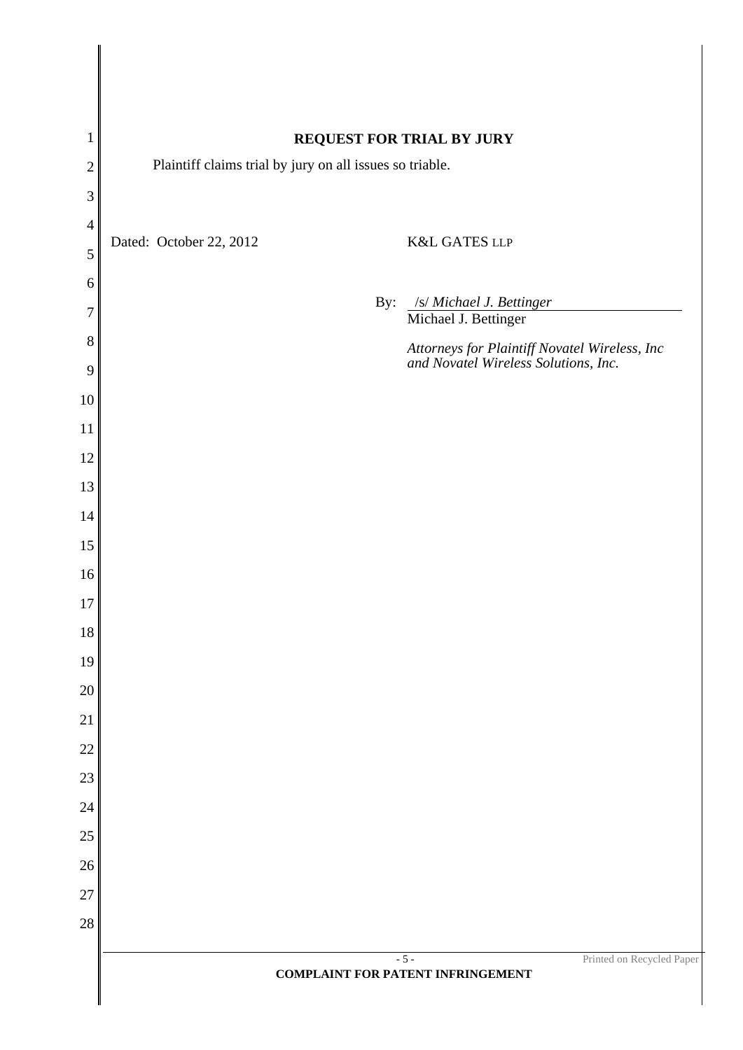## REQUEST FOR TRIAL BY JURY

Plaintiff claims trial by jury on all issues so triable.

Dated: October 22, 2012

K&L GATES LLP

By: /s/ *Michael J. Bettinger*
Michael J. Bettinger

*Attorneys for Plaintiff Novatel Wireless, Inc and Novatel Wireless Solutions, Inc.*